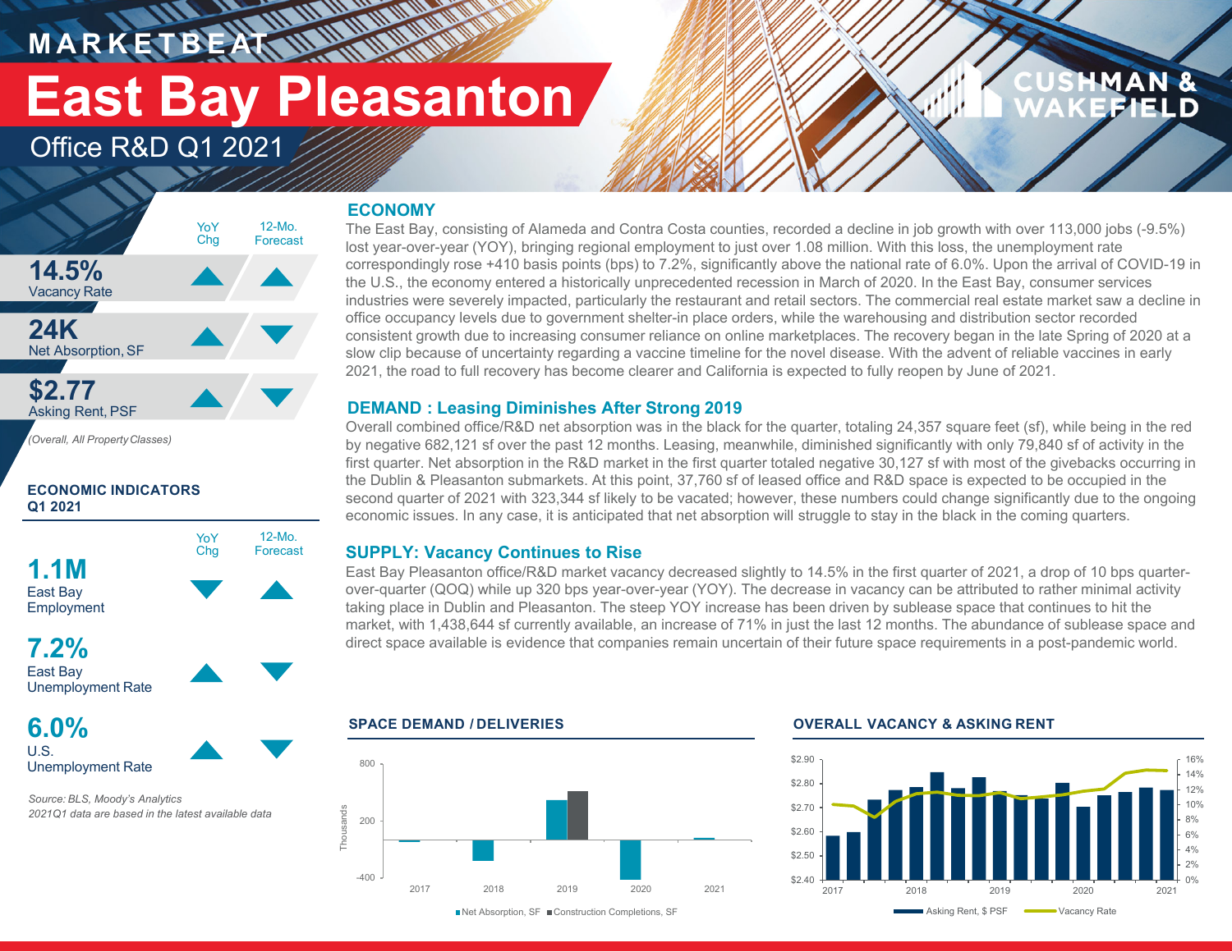MARKETBEAT

# East Bay Pleasanton

Office R&D Q1 2021

| | YoY Chg | 12-Mo. Forecast |
|---|---|---|
| **14.5%** Vacancy Rate | ▲ | ▲ |
| **24K** Net Absorption, SF | ▲ | ▼ |
| **$2.77** Asking Rent, PSF | ▲ | ▼ |

*(Overall, All Property Classes)*

### ECONOMIC INDICATORS Q1 2021

| | YoY Chg | 12-Mo. Forecast |
|---|---|---|
| **1.1M** East Bay Employment | ▼ | ▲ |
| **7.2%** East Bay Unemployment Rate | ▲ | ▼ |
| **6.0%** U.S. Unemployment Rate | ▲ | ▼ |

*Source: BLS, Moody's Analytics*
*2021Q1 data are based in the latest available data*

## ECONOMY

The East Bay, consisting of Alameda and Contra Costa counties, recorded a decline in job growth with over 113,000 jobs (-9.5%) lost year-over-year (YOY), bringing regional employment to just over 1.08 million. With this loss, the unemployment rate correspondingly rose +410 basis points (bps) to 7.2%, significantly above the national rate of 6.0%. Upon the arrival of COVID-19 in the U.S., the economy entered a historically unprecedented recession in March of 2020. In the East Bay, consumer services industries were severely impacted, particularly the restaurant and retail sectors. The commercial real estate market saw a decline in office occupancy levels due to government shelter-in place orders, while the warehousing and distribution sector recorded consistent growth due to increasing consumer reliance on online marketplaces. The recovery began in the late Spring of 2020 at a slow clip because of uncertainty regarding a vaccine timeline for the novel disease. With the advent of reliable vaccines in early 2021, the road to full recovery has become clearer and California is expected to fully reopen by June of 2021.

## DEMAND : Leasing Diminishes After Strong 2019

Overall combined office/R&D net absorption was in the black for the quarter, totaling 24,357 square feet (sf), while being in the red by negative 682,121 sf over the past 12 months. Leasing, meanwhile, diminished significantly with only 79,840 sf of activity in the first quarter. Net absorption in the R&D market in the first quarter totaled negative 30,127 sf with most of the givebacks occurring in the Dublin & Pleasanton submarkets. At this point, 37,760 sf of leased office and R&D space is expected to be occupied in the second quarter of 2021 with 323,344 sf likely to be vacated; however, these numbers could change significantly due to the ongoing economic issues. In any case, it is anticipated that net absorption will struggle to stay in the black in the coming quarters.

## SUPPLY: Vacancy Continues to Rise

East Bay Pleasanton office/R&D market vacancy decreased slightly to 14.5% in the first quarter of 2021, a drop of 10 bps quarter-over-quarter (QOQ) while up 320 bps year-over-year (YOY). The decrease in vacancy can be attributed to rather minimal activity taking place in Dublin and Pleasanton. The steep YOY increase has been driven by sublease space that continues to hit the market, with 1,438,644 sf currently available, an increase of 71% in just the last 12 months. The abundance of sublease space and direct space available is evidence that companies remain uncertain of their future space requirements in a post-pandemic world.

### SPACE DEMAND / DELIVERIES

### OVERALL VACANCY & ASKING RENT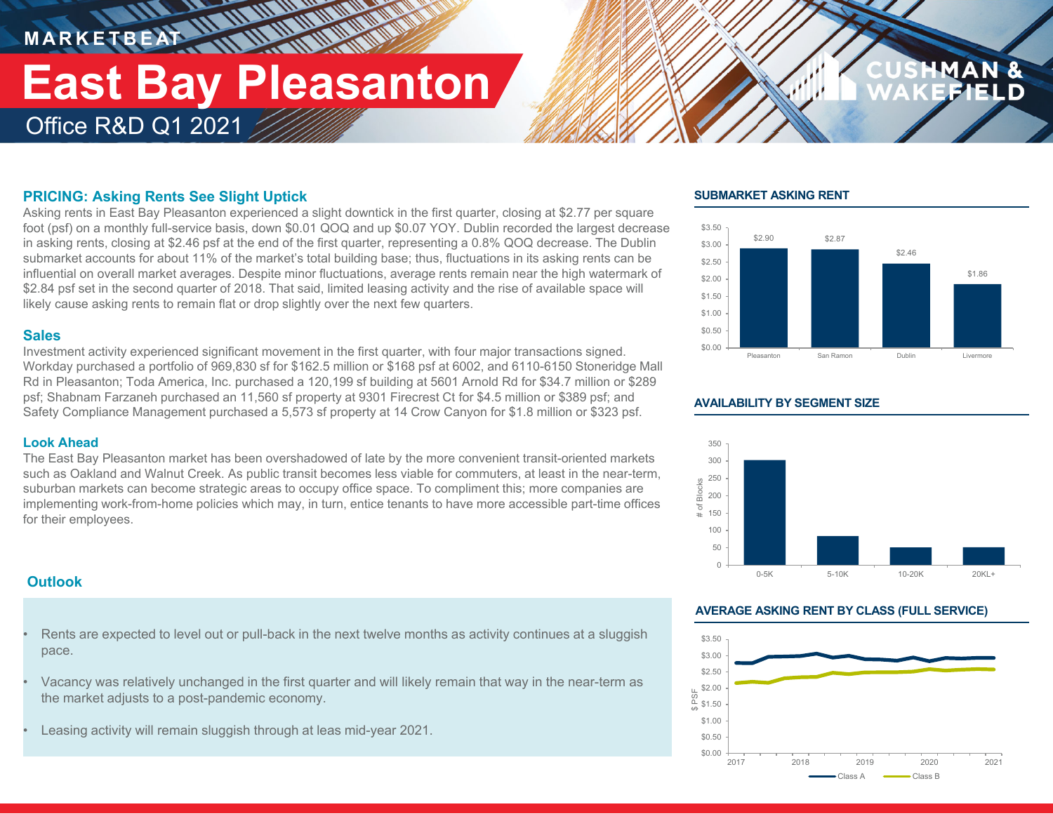MARKETBEAT

# East Bay Pleasanton

Office R&D Q1 2021

## PRICING: Asking Rents See Slight Uptick

Asking rents in East Bay Pleasanton experienced a slight downtick in the first quarter, closing at $2.77 per square foot (psf) on a monthly full-service basis, down $0.01 QOQ and up $0.07 YOY. Dublin recorded the largest decrease in asking rents, closing at $2.46 psf at the end of the first quarter, representing a 0.8% QOQ decrease. The Dublin submarket accounts for about 11% of the market's total building base; thus, fluctuations in its asking rents can be influential on overall market averages. Despite minor fluctuations, average rents remain near the high watermark of $2.84 psf set in the second quarter of 2018. That said, limited leasing activity and the rise of available space will likely cause asking rents to remain flat or drop slightly over the next few quarters.

## Sales

Investment activity experienced significant movement in the first quarter, with four major transactions signed. Workday purchased a portfolio of 969,830 sf for $162.5 million or $168 psf at 6002, and 6110-6150 Stoneridge Mall Rd in Pleasanton; Toda America, Inc. purchased a 120,199 sf building at 5601 Arnold Rd for $34.7 million or $289 psf; Shabnam Farzaneh purchased an 11,560 sf property at 9301 Firecrest Ct for $4.5 million or $389 psf; and Safety Compliance Management purchased a 5,573 sf property at 14 Crow Canyon for $1.8 million or $323 psf.

## Look Ahead

The East Bay Pleasanton market has been overshadowed of late by the more convenient transit-oriented markets such as Oakland and Walnut Creek. As public transit becomes less viable for commuters, at least in the near-term, suburban markets can become strategic areas to occupy office space. To compliment this; more companies are implementing work-from-home policies which may, in turn, entice tenants to have more accessible part-time offices for their employees.

## Outlook

- Rents are expected to level out or pull-back in the next twelve months as activity continues at a sluggish pace.
- Vacancy was relatively unchanged in the first quarter and will likely remain that way in the near-term as the market adjusts to a post-pandemic economy.
- Leasing activity will remain sluggish through at leas mid-year 2021.

### SUBMARKET ASKING RENT

| Submarket | Asking Rent |
|---|---|
| Pleasanton | $2.90 |
| San Ramon | $2.87 |
| Dublin | $2.46 |
| Livermore | $1.86 |

### AVAILABILITY BY SEGMENT SIZE

| Segment Size | # of Blocks (approx.) |
|---|---|
| 0-5K | ~300 |
| 5-10K | ~80 |
| 10-20K | ~50 |
| 20KL+ | ~50 |

### AVERAGE ASKING RENT BY CLASS (FULL SERVICE)

Line chart ($ PSF, 2017–2021): Class A, Class B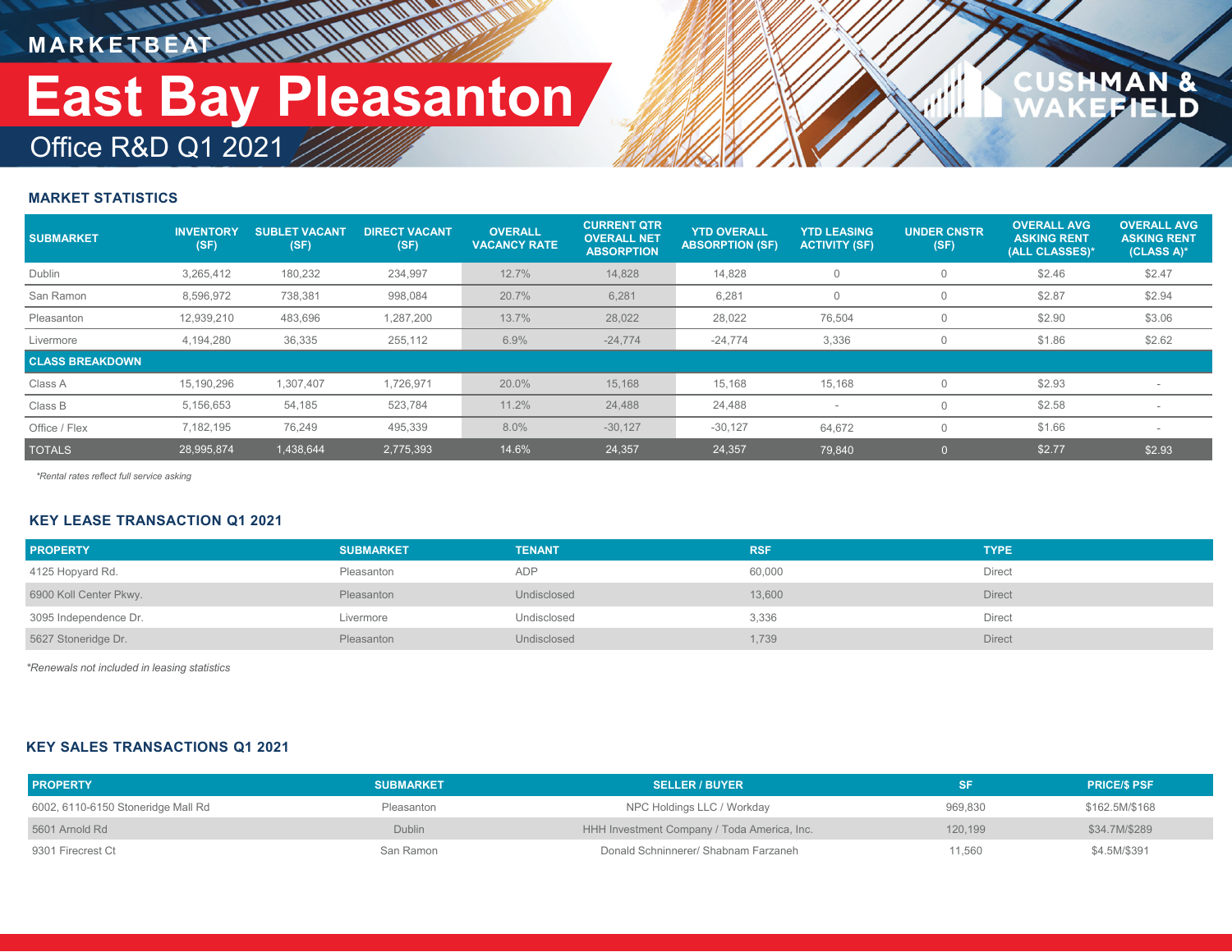MARKETBEAT

# East Bay Pleasanton

Office R&D Q1 2021

CUSHMAN & WAKEFIELD

## MARKET STATISTICS

| SUBMARKET | INVENTORY (SF) | SUBLET VACANT (SF) | DIRECT VACANT (SF) | OVERALL VACANCY RATE | CURRENT QTR OVERALL NET ABSORPTION | YTD OVERALL ABSORPTION (SF) | YTD LEASING ACTIVITY (SF) | UNDER CNSTR (SF) | OVERALL AVG ASKING RENT (ALL CLASSES)* | OVERALL AVG ASKING RENT (CLASS A)* |
|---|---|---|---|---|---|---|---|---|---|---|
| Dublin | 3,265,412 | 180,232 | 234,997 | 12.7% | 14,828 | 14,828 | 0 | 0 | $2.46 | $2.47 |
| San Ramon | 8,596,972 | 738,381 | 998,084 | 20.7% | 6,281 | 6,281 | 0 | 0 | $2.87 | $2.94 |
| Pleasanton | 12,939,210 | 483,696 | 1,287,200 | 13.7% | 28,022 | 28,022 | 76,504 | 0 | $2.90 | $3.06 |
| Livermore | 4,194,280 | 36,335 | 255,112 | 6.9% | -24,774 | -24,774 | 3,336 | 0 | $1.86 | $2.62 |
| **CLASS BREAKDOWN** | | | | | | | | | | |
| Class A | 15,190,296 | 1,307,407 | 1,726,971 | 20.0% | 15,168 | 15,168 | 15,168 | 0 | $2.93 | - |
| Class B | 5,156,653 | 54,185 | 523,784 | 11.2% | 24,488 | 24,488 | - | 0 | $2.58 | - |
| Office / Flex | 7,182,195 | 76,249 | 495,339 | 8.0% | -30,127 | -30,127 | 64,672 | 0 | $1.66 | - |
| TOTALS | 28,995,874 | 1,438,644 | 2,775,393 | 14.6% | 24,357 | 24,357 | 79,840 | 0 | $2.77 | $2.93 |

*Rental rates reflect full service asking*

## KEY LEASE TRANSACTION Q1 2021

| PROPERTY | SUBMARKET | TENANT | RSF | TYPE |
|---|---|---|---|---|
| 4125 Hopyard Rd. | Pleasanton | ADP | 60,000 | Direct |
| 6900 Koll Center Pkwy. | Pleasanton | Undisclosed | 13,600 | Direct |
| 3095 Independence Dr. | Livermore | Undisclosed | 3,336 | Direct |
| 5627 Stoneridge Dr. | Pleasanton | Undisclosed | 1,739 | Direct |

*Renewals not included in leasing statistics*

## KEY SALES TRANSACTIONS Q1 2021

| PROPERTY | SUBMARKET | SELLER / BUYER | SF | PRICE/$ PSF |
|---|---|---|---|---|
| 6002, 6110-6150 Stoneridge Mall Rd | Pleasanton | NPC Holdings LLC / Workday | 969,830 | $162.5M/$168 |
| 5601 Arnold Rd | Dublin | HHH Investment Company / Toda America, Inc. | 120,199 | $34.7M/$289 |
| 9301 Firecrest Ct | San Ramon | Donald Schninnerer/ Shabnam Farzaneh | 11,560 | $4.5M/$391 |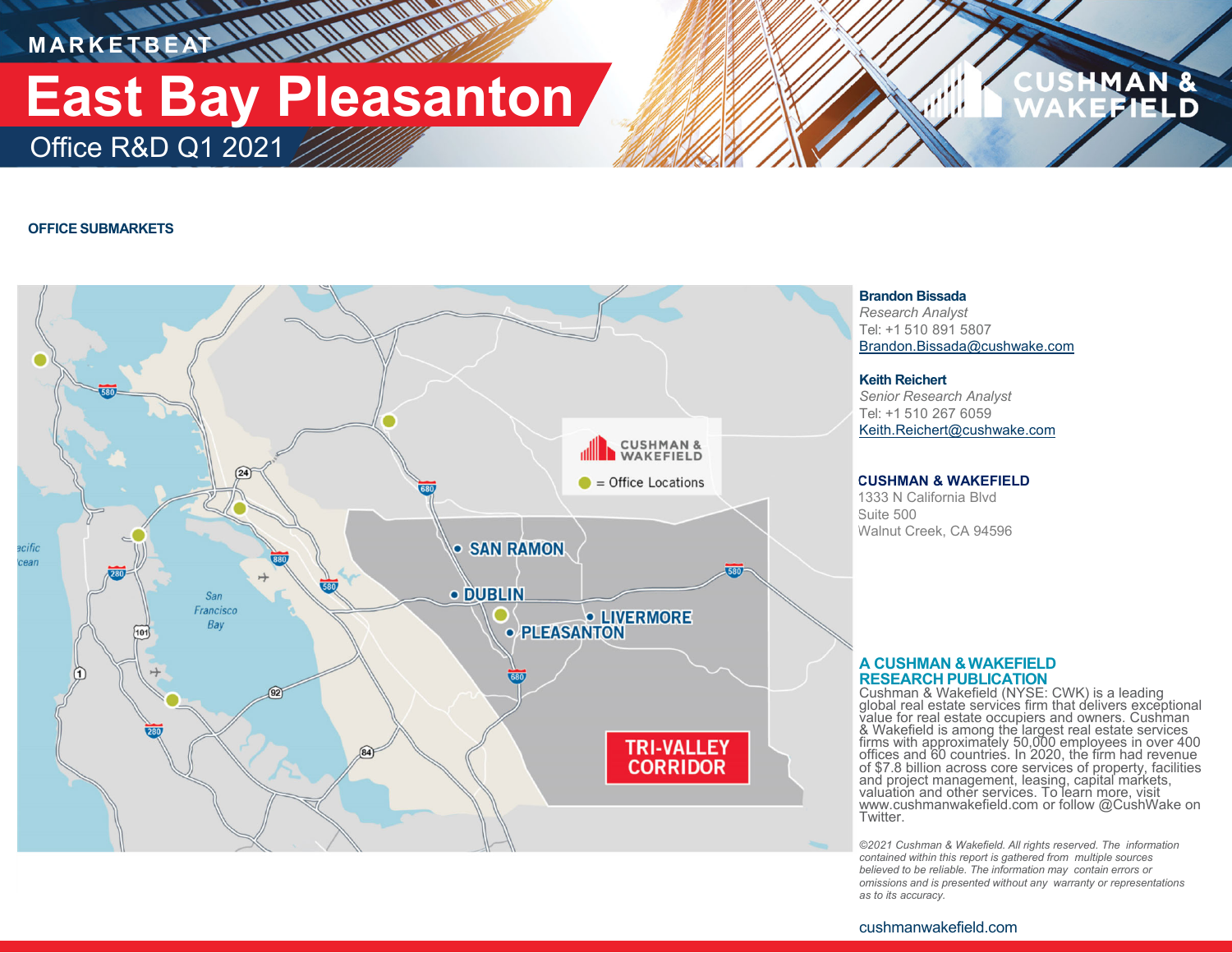# East Bay Pleasanton

## Office R&D Q1 2021

MARKETBEAT

### OFFICE SUBMARKETS

SAN RAMON

DUBLIN

LIVERMORE

PLEASANTON

TRI-VALLEY CORRIDOR

= Office Locations

**Brandon Bissada**
*Research Analyst*
Tel: +1 510 891 5807
Brandon.Bissada@cushwake.com

**Keith Reichert**
*Senior Research Analyst*
Tel: +1 510 267 6059
Keith.Reichert@cushwake.com

**CUSHMAN & WAKEFIELD**
1333 N California Blvd
Suite 500
Walnut Creek, CA 94596

**A CUSHMAN & WAKEFIELD RESEARCH PUBLICATION**

Cushman & Wakefield (NYSE: CWK) is a leading global real estate services firm that delivers exceptional value for real estate occupiers and owners. Cushman & Wakefield is among the largest real estate services firms with approximately 50,000 employees in over 400 offices and 60 countries. In 2020, the firm had revenue of $7.8 billion across core services of property, facilities and project management, leasing, capital markets, valuation and other services. To learn more, visit www.cushmanwakefield.com or follow @CushWake on Twitter.

*©2021 Cushman & Wakefield. All rights reserved. The information contained within this report is gathered from multiple sources believed to be reliable. The information may contain errors or omissions and is presented without any warranty or representations as to its accuracy.*

cushmanwakefield.com